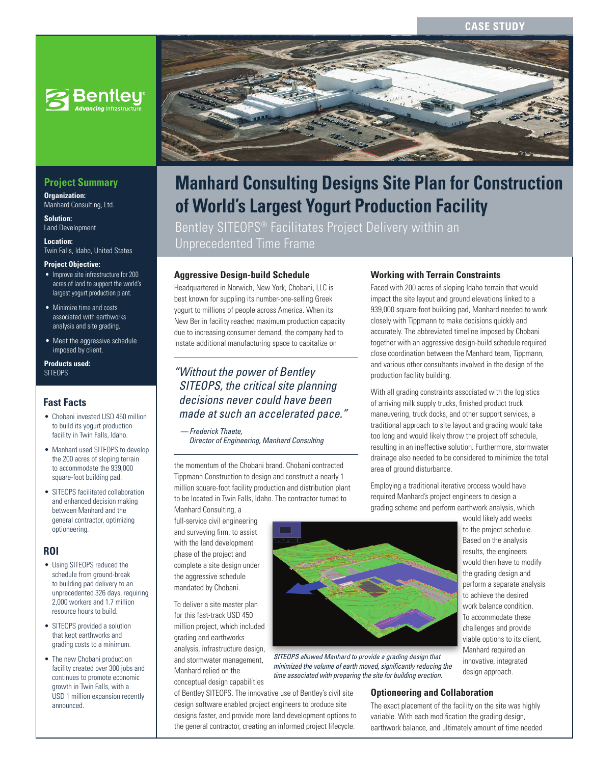CASE STUDY

# Manhard Consulting Designs Site Plan for Construction of World's Largest Yogurt Production Facility

Bentley SITEOPS® Facilitates Project Delivery within an Unprecedented Time Frame

## Project Summary

**Organization:**
Manhard Consulting, Ltd.

**Solution:**
Land Development

**Location:**
Twin Falls, Idaho, United States

**Project Objective:**

- Improve site infrastructure for 200 acres of land to support the world's largest yogurt production plant.
- Minimize time and costs associated with earthworks analysis and site grading.
- Meet the aggressive schedule imposed by client.

**Products used:**
SITEOPS

## Fast Facts

- Chobani invested USD 450 million to build its yogurt production facility in Twin Falls, Idaho.
- Manhard used SITEOPS to develop the 200 acres of sloping terrain to accommodate the 939,000 square-foot building pad.
- SITEOPS facilitated collaboration and enhanced decision making between Manhard and the general contractor, optimizing optioneering.

## ROI

- Using SITEOPS reduced the schedule from ground-break to building pad delivery to an unprecedented 326 days, requiring 2,000 workers and 1.7 million resource hours to build.
- SITEOPS provided a solution that kept earthworks and grading costs to a minimum.
- The new Chobani production facility created over 300 jobs and continues to promote economic growth in Twin Falls, with a USD 1 million expansion recently announced.

### Aggressive Design-build Schedule

Headquartered in Norwich, New York, Chobani, LLC is best known for suppling its number-one-selling Greek yogurt to millions of people across America. When its New Berlin facility reached maximum production capacity due to increasing consumer demand, the company had to instate additional manufacturing space to capitalize on the momentum of the Chobani brand. Chobani contracted Tippmann Construction to design and construct a nearly 1 million square-foot facility production and distribution plant to be located in Twin Falls, Idaho. The contractor turned to Manhard Consulting, a full-service civil engineering and surveying firm, to assist with the land development phase of the project and complete a site design under the aggressive schedule mandated by Chobani.

*"Without the power of Bentley SITEOPS, the critical site planning decisions never could have been made at such an accelerated pace."*

*— Frederick Thaete, Director of Engineering, Manhard Consulting*

To deliver a site master plan for this fast-track USD 450 million project, which included grading and earthworks analysis, infrastructure design, and stormwater management, Manhard relied on the conceptual design capabilities of Bentley SITEOPS. The innovative use of Bentley's civil site design software enabled project engineers to produce site designs faster, and provide more land development options to the general contractor, creating an informed project lifecycle.

*SITEOPS allowed Manhard to provide a grading design that minimized the volume of earth moved, significantly reducing the time associated with preparing the site for building erection.*

### Working with Terrain Constraints

Faced with 200 acres of sloping Idaho terrain that would impact the site layout and ground elevations linked to a 939,000 square-foot building pad, Manhard needed to work closely with Tippmann to make decisions quickly and accurately. The abbreviated timeline imposed by Chobani together with an aggressive design-build schedule required close coordination between the Manhard team, Tippmann, and various other consultants involved in the design of the production facility building.

With all grading constraints associated with the logistics of arriving milk supply trucks, finished product truck maneuvering, truck docks, and other support services, a traditional approach to site layout and grading would take too long and would likely throw the project off schedule, resulting in an ineffective solution. Furthermore, stormwater drainage also needed to be considered to minimize the total area of ground disturbance.

Employing a traditional iterative process would have required Manhard's project engineers to design a grading scheme and perform earthwork analysis, which would likely add weeks to the project schedule. Based on the analysis results, the engineers would then have to modify the grading design and perform a separate analysis to achieve the desired work balance condition. To accommodate these challenges and provide viable options to its client, Manhard required an innovative, integrated design approach.

### Optioneering and Collaboration

The exact placement of the facility on the site was highly variable. With each modification the grading design, earthwork balance, and ultimately amount of time needed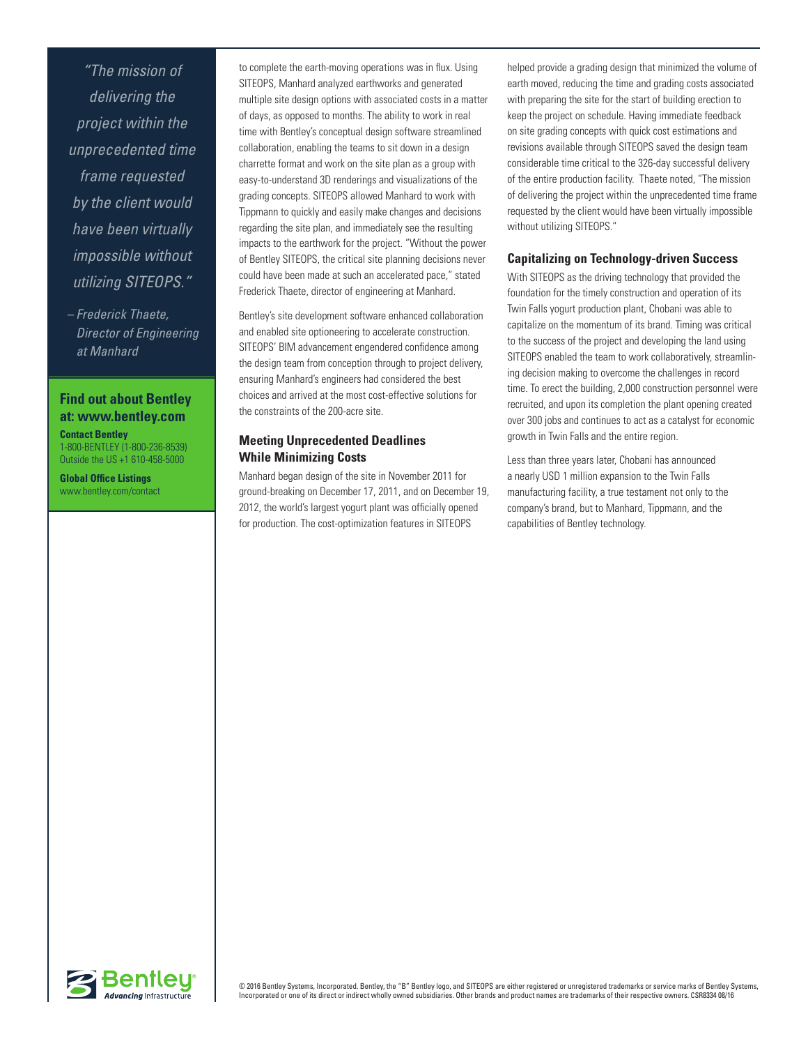*"The mission of delivering the project within the unprecedented time frame requested by the client would have been virtually impossible without utilizing SITEOPS."*

*– Frederick Thaete, Director of Engineering at Manhard*

**Find out about Bentley at: www.bentley.com**

**Contact Bentley**
1-800-BENTLEY (1-800-236-8539)
Outside the US +1 610-458-5000

**Global Office Listings**
www.bentley.com/contact

to complete the earth-moving operations was in flux. Using SITEOPS, Manhard analyzed earthworks and generated multiple site design options with associated costs in a matter of days, as opposed to months. The ability to work in real time with Bentley's conceptual design software streamlined collaboration, enabling the teams to sit down in a design charrette format and work on the site plan as a group with easy-to-understand 3D renderings and visualizations of the grading concepts. SITEOPS allowed Manhard to work with Tippmann to quickly and easily make changes and decisions regarding the site plan, and immediately see the resulting impacts to the earthwork for the project. "Without the power of Bentley SITEOPS, the critical site planning decisions never could have been made at such an accelerated pace," stated Frederick Thaete, director of engineering at Manhard.

Bentley's site development software enhanced collaboration and enabled site optioneering to accelerate construction. SITEOPS' BIM advancement engendered confidence among the design team from conception through to project delivery, ensuring Manhard's engineers had considered the best choices and arrived at the most cost-effective solutions for the constraints of the 200-acre site.

## Meeting Unprecedented Deadlines While Minimizing Costs

Manhard began design of the site in November 2011 for ground-breaking on December 17, 2011, and on December 19, 2012, the world's largest yogurt plant was officially opened for production. The cost-optimization features in SITEOPS helped provide a grading design that minimized the volume of earth moved, reducing the time and grading costs associated with preparing the site for the start of building erection to keep the project on schedule. Having immediate feedback on site grading concepts with quick cost estimations and revisions available through SITEOPS saved the design team considerable time critical to the 326-day successful delivery of the entire production facility. Thaete noted, "The mission of delivering the project within the unprecedented time frame requested by the client would have been virtually impossible without utilizing SITEOPS."

## Capitalizing on Technology-driven Success

With SITEOPS as the driving technology that provided the foundation for the timely construction and operation of its Twin Falls yogurt production plant, Chobani was able to capitalize on the momentum of its brand. Timing was critical to the success of the project and developing the land using SITEOPS enabled the team to work collaboratively, streamlining decision making to overcome the challenges in record time. To erect the building, 2,000 construction personnel were recruited, and upon its completion the plant opening created over 300 jobs and continues to act as a catalyst for economic growth in Twin Falls and the entire region.

Less than three years later, Chobani has announced a nearly USD 1 million expansion to the Twin Falls manufacturing facility, a true testament not only to the company's brand, but to Manhard, Tippmann, and the capabilities of Bentley technology.

© 2016 Bentley Systems, Incorporated. Bentley, the "B" Bentley logo, and SITEOPS are either registered or unregistered trademarks or service marks of Bentley Systems, Incorporated or one of its direct or indirect wholly owned subsidiaries. Other brands and product names are trademarks of their respective owners. CSR8334 08/16